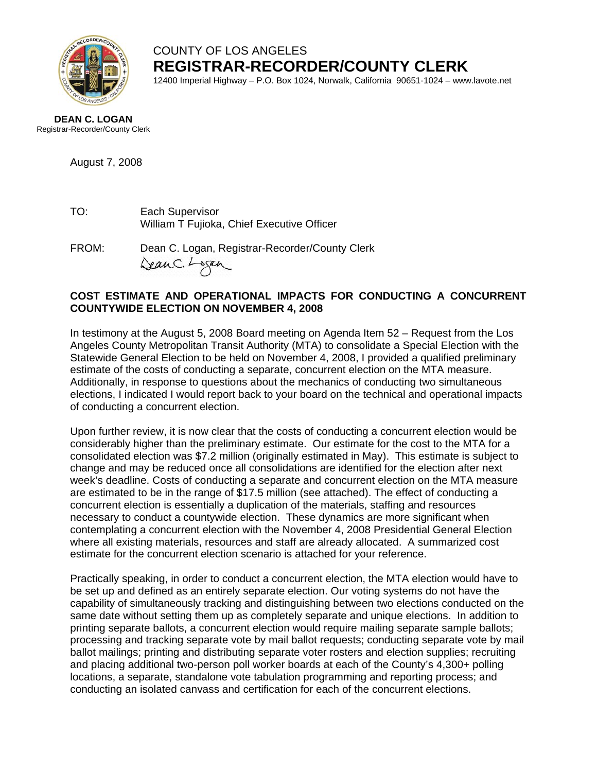COUNTY OF LOS ANGELES

**REGISTRAR-RECORDER/COUNTY CLERK**

12400 Imperial Highway – P.O. Box 1024, Norwalk, California 90651-1024 – www.lavote.net

**DEAN C. LOGAN**
Registrar-Recorder/County Clerk

August 7, 2008

TO: Each Supervisor
William T Fujioka, Chief Executive Officer

FROM: Dean C. Logan, Registrar-Recorder/County Clerk

**COST ESTIMATE AND OPERATIONAL IMPACTS FOR CONDUCTING A CONCURRENT COUNTYWIDE ELECTION ON NOVEMBER 4, 2008**

In testimony at the August 5, 2008 Board meeting on Agenda Item 52 – Request from the Los Angeles County Metropolitan Transit Authority (MTA) to consolidate a Special Election with the Statewide General Election to be held on November 4, 2008, I provided a qualified preliminary estimate of the costs of conducting a separate, concurrent election on the MTA measure. Additionally, in response to questions about the mechanics of conducting two simultaneous elections, I indicated I would report back to your board on the technical and operational impacts of conducting a concurrent election.

Upon further review, it is now clear that the costs of conducting a concurrent election would be considerably higher than the preliminary estimate. Our estimate for the cost to the MTA for a consolidated election was $7.2 million (originally estimated in May). This estimate is subject to change and may be reduced once all consolidations are identified for the election after next week's deadline. Costs of conducting a separate and concurrent election on the MTA measure are estimated to be in the range of $17.5 million (see attached). The effect of conducting a concurrent election is essentially a duplication of the materials, staffing and resources necessary to conduct a countywide election. These dynamics are more significant when contemplating a concurrent election with the November 4, 2008 Presidential General Election where all existing materials, resources and staff are already allocated. A summarized cost estimate for the concurrent election scenario is attached for your reference.

Practically speaking, in order to conduct a concurrent election, the MTA election would have to be set up and defined as an entirely separate election. Our voting systems do not have the capability of simultaneously tracking and distinguishing between two elections conducted on the same date without setting them up as completely separate and unique elections. In addition to printing separate ballots, a concurrent election would require mailing separate sample ballots; processing and tracking separate vote by mail ballot requests; conducting separate vote by mail ballot mailings; printing and distributing separate voter rosters and election supplies; recruiting and placing additional two-person poll worker boards at each of the County's 4,300+ polling locations, a separate, standalone vote tabulation programming and reporting process; and conducting an isolated canvass and certification for each of the concurrent elections.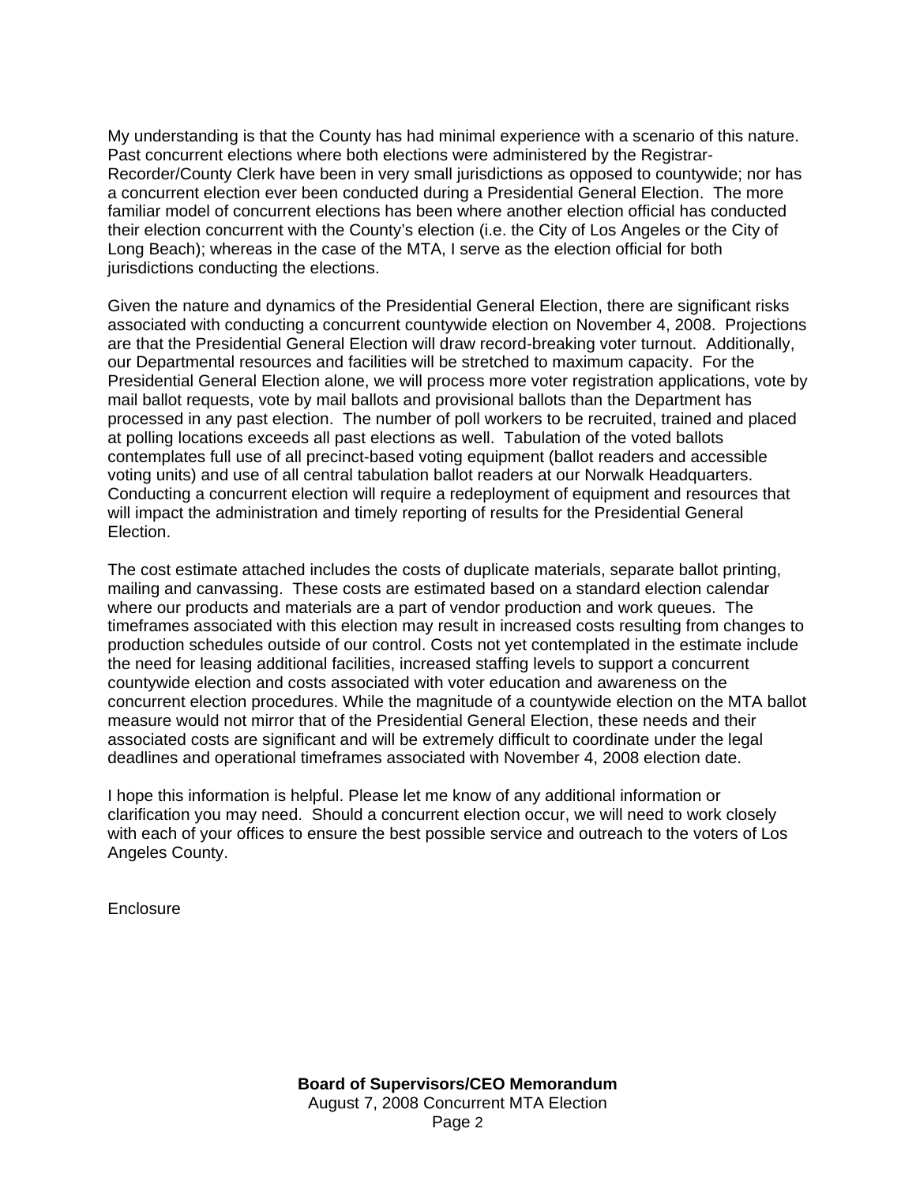My understanding is that the County has had minimal experience with a scenario of this nature. Past concurrent elections where both elections were administered by the Registrar-Recorder/County Clerk have been in very small jurisdictions as opposed to countywide; nor has a concurrent election ever been conducted during a Presidential General Election. The more familiar model of concurrent elections has been where another election official has conducted their election concurrent with the County's election (i.e. the City of Los Angeles or the City of Long Beach); whereas in the case of the MTA, I serve as the election official for both jurisdictions conducting the elections.

Given the nature and dynamics of the Presidential General Election, there are significant risks associated with conducting a concurrent countywide election on November 4, 2008. Projections are that the Presidential General Election will draw record-breaking voter turnout. Additionally, our Departmental resources and facilities will be stretched to maximum capacity. For the Presidential General Election alone, we will process more voter registration applications, vote by mail ballot requests, vote by mail ballots and provisional ballots than the Department has processed in any past election. The number of poll workers to be recruited, trained and placed at polling locations exceeds all past elections as well. Tabulation of the voted ballots contemplates full use of all precinct-based voting equipment (ballot readers and accessible voting units) and use of all central tabulation ballot readers at our Norwalk Headquarters. Conducting a concurrent election will require a redeployment of equipment and resources that will impact the administration and timely reporting of results for the Presidential General Election.

The cost estimate attached includes the costs of duplicate materials, separate ballot printing, mailing and canvassing. These costs are estimated based on a standard election calendar where our products and materials are a part of vendor production and work queues. The timeframes associated with this election may result in increased costs resulting from changes to production schedules outside of our control. Costs not yet contemplated in the estimate include the need for leasing additional facilities, increased staffing levels to support a concurrent countywide election and costs associated with voter education and awareness on the concurrent election procedures. While the magnitude of a countywide election on the MTA ballot measure would not mirror that of the Presidential General Election, these needs and their associated costs are significant and will be extremely difficult to coordinate under the legal deadlines and operational timeframes associated with November 4, 2008 election date.

I hope this information is helpful. Please let me know of any additional information or clarification you may need. Should a concurrent election occur, we will need to work closely with each of your offices to ensure the best possible service and outreach to the voters of Los Angeles County.

Enclosure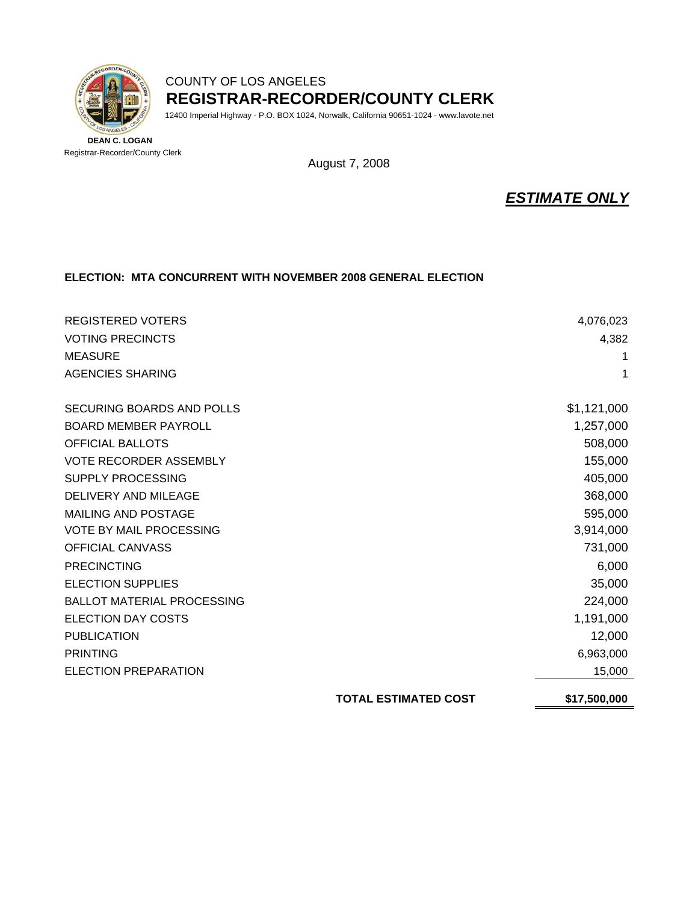COUNTY OF LOS ANGELES

**REGISTRAR-RECORDER/COUNTY CLERK**

12400 Imperial Highway - P.O. BOX 1024, Norwalk, California 90651-1024 - www.lavote.net

**DEAN C. LOGAN**
Registrar-Recorder/County Clerk

August 7, 2008

***ESTIMATE ONLY***

**ELECTION: MTA CONCURRENT WITH NOVEMBER 2008 GENERAL ELECTION**

| | |
|---|---|
| REGISTERED VOTERS | 4,076,023 |
| VOTING PRECINCTS | 4,382 |
| MEASURE | 1 |
| AGENCIES SHARING | 1 |
| SECURING BOARDS AND POLLS | $1,121,000 |
| BOARD MEMBER PAYROLL | 1,257,000 |
| OFFICIAL BALLOTS | 508,000 |
| VOTE RECORDER ASSEMBLY | 155,000 |
| SUPPLY PROCESSING | 405,000 |
| DELIVERY AND MILEAGE | 368,000 |
| MAILING AND POSTAGE | 595,000 |
| VOTE BY MAIL PROCESSING | 3,914,000 |
| OFFICIAL CANVASS | 731,000 |
| PRECINCTING | 6,000 |
| ELECTION SUPPLIES | 35,000 |
| BALLOT MATERIAL PROCESSING | 224,000 |
| ELECTION DAY COSTS | 1,191,000 |
| PUBLICATION | 12,000 |
| PRINTING | 6,963,000 |
| ELECTION PREPARATION | 15,000 |
| **TOTAL ESTIMATED COST** | **$17,500,000** |